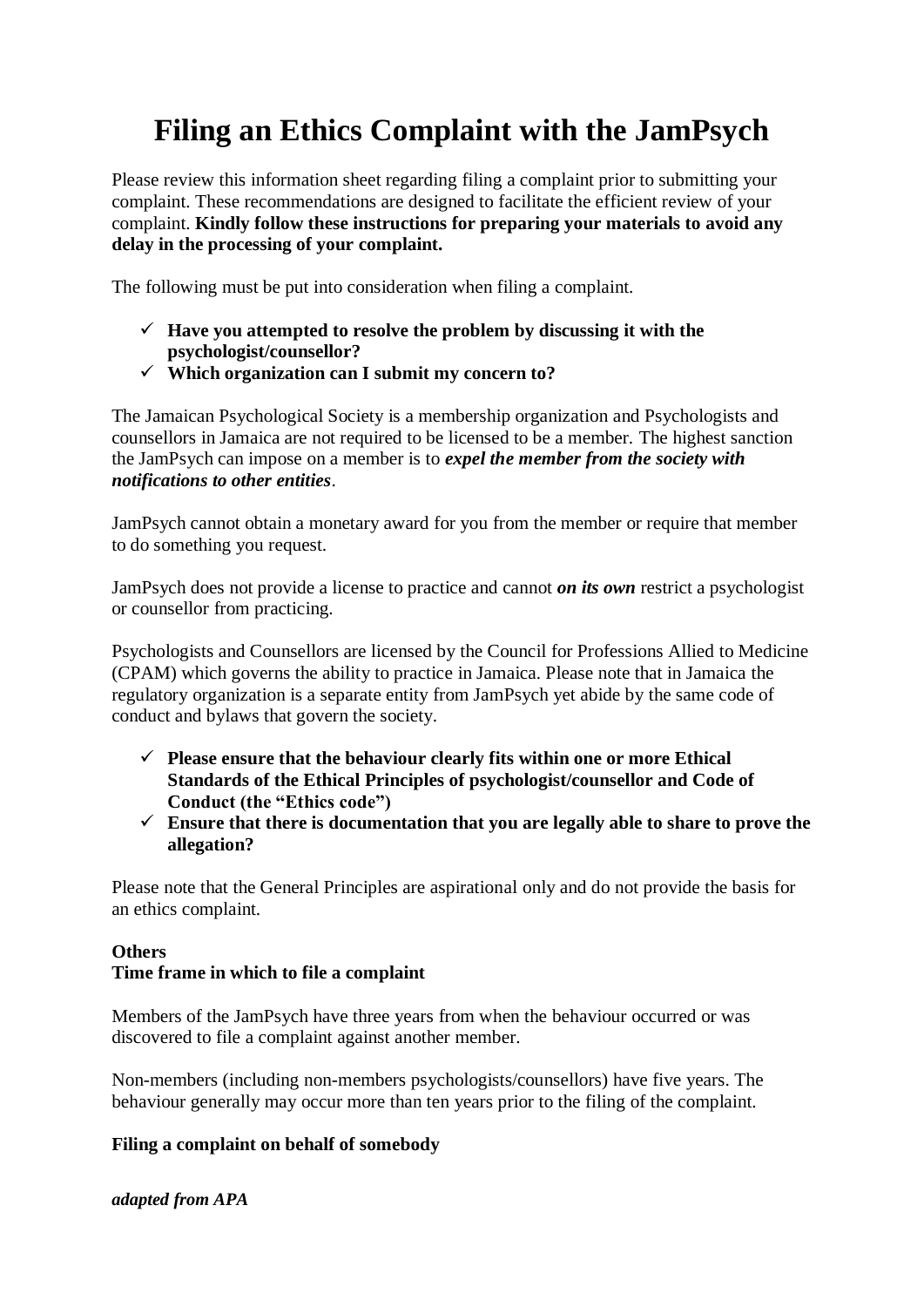# Filing an Ethics Complaint with the JamPsych

Please review this information sheet regarding filing a complaint prior to submitting your complaint. These recommendations are designed to facilitate the efficient review of your complaint. **Kindly follow these instructions for preparing your materials to avoid any delay in the processing of your complaint.**

The following must be put into consideration when filing a complaint.

- ✓ **Have you attempted to resolve the problem by discussing it with the psychologist/counsellor?**
- ✓ **Which organization can I submit my concern to?**

The Jamaican Psychological Society is a membership organization and Psychologists and counsellors in Jamaica are not required to be licensed to be a member. The highest sanction the JamPsych can impose on a member is to ***expel the member from the society with notifications to other entities***.

JamPsych cannot obtain a monetary award for you from the member or require that member to do something you request.

JamPsych does not provide a license to practice and cannot ***on its own*** restrict a psychologist or counsellor from practicing.

Psychologists and Counsellors are licensed by the Council for Professions Allied to Medicine (CPAM) which governs the ability to practice in Jamaica. Please note that in Jamaica the regulatory organization is a separate entity from JamPsych yet abide by the same code of conduct and bylaws that govern the society.

- ✓ **Please ensure that the behaviour clearly fits within one or more Ethical Standards of the Ethical Principles of psychologist/counsellor and Code of Conduct (the "Ethics code")**
- ✓ **Ensure that there is documentation that you are legally able to share to prove the allegation?**

Please note that the General Principles are aspirational only and do not provide the basis for an ethics complaint.

**Others**

**Time frame in which to file a complaint**

Members of the JamPsych have three years from when the behaviour occurred or was discovered to file a complaint against another member.

Non-members (including non-members psychologists/counsellors) have five years. The behaviour generally may occur more than ten years prior to the filing of the complaint.

**Filing a complaint on behalf of somebody**

***adapted from APA***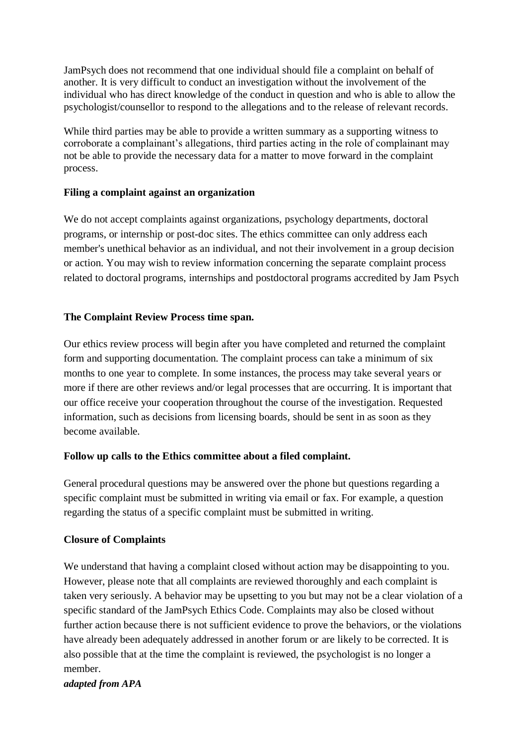JamPsych does not recommend that one individual should file a complaint on behalf of another. It is very difficult to conduct an investigation without the involvement of the individual who has direct knowledge of the conduct in question and who is able to allow the psychologist/counsellor to respond to the allegations and to the release of relevant records.

While third parties may be able to provide a written summary as a supporting witness to corroborate a complainant's allegations, third parties acting in the role of complainant may not be able to provide the necessary data for a matter to move forward in the complaint process.

**Filing a complaint against an organization**

We do not accept complaints against organizations, psychology departments, doctoral programs, or internship or post-doc sites. The ethics committee can only address each member's unethical behavior as an individual, and not their involvement in a group decision or action. You may wish to review information concerning the separate complaint process related to doctoral programs, internships and postdoctoral programs accredited by Jam Psych

**The Complaint Review Process time span.**

Our ethics review process will begin after you have completed and returned the complaint form and supporting documentation. The complaint process can take a minimum of six months to one year to complete. In some instances, the process may take several years or more if there are other reviews and/or legal processes that are occurring. It is important that our office receive your cooperation throughout the course of the investigation. Requested information, such as decisions from licensing boards, should be sent in as soon as they become available.

**Follow up calls to the Ethics committee about a filed complaint.**

General procedural questions may be answered over the phone but questions regarding a specific complaint must be submitted in writing via email or fax. For example, a question regarding the status of a specific complaint must be submitted in writing.

**Closure of Complaints**

We understand that having a complaint closed without action may be disappointing to you. However, please note that all complaints are reviewed thoroughly and each complaint is taken very seriously. A behavior may be upsetting to you but may not be a clear violation of a specific standard of the JamPsych Ethics Code. Complaints may also be closed without further action because there is not sufficient evidence to prove the behaviors, or the violations have already been adequately addressed in another forum or are likely to be corrected. It is also possible that at the time the complaint is reviewed, the psychologist is no longer a member.

***adapted from APA***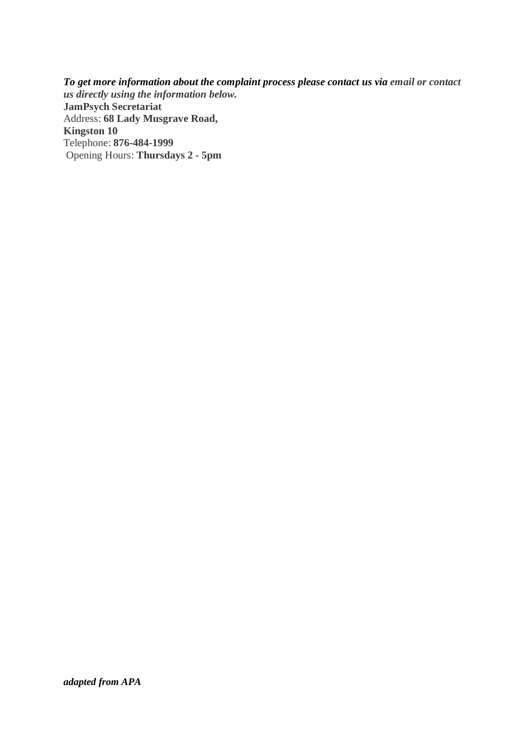***To get more information about the complaint process please contact us via email or contact us directly using the information below.***

**JamPsych Secretariat**
Address: **68 Lady Musgrave Road,**
**Kingston 10**
Telephone: **876-484-1999**
Opening Hours: **Thursdays 2 - 5pm**

***adapted from APA***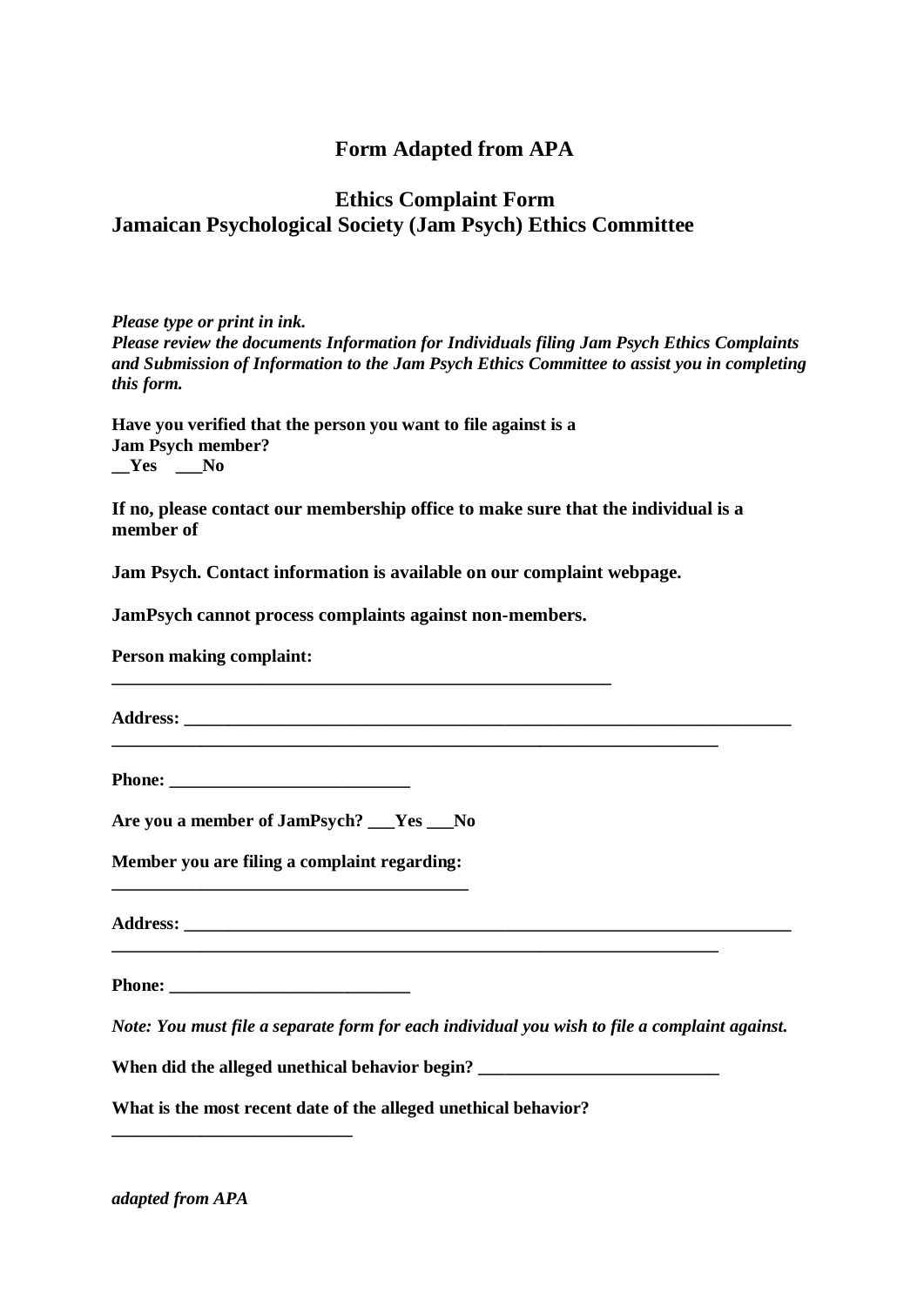## Form Adapted from APA

## Ethics Complaint Form
## Jamaican Psychological Society (Jam Psych) Ethics Committee

***Please type or print in ink.***
***Please review the documents Information for Individuals filing Jam Psych Ethics Complaints and Submission of Information to the Jam Psych Ethics Committee to assist you in completing this form.***

**Have you verified that the person you want to file against is a Jam Psych member?**
**__Yes ___No**

**If no, please contact our membership office to make sure that the individual is a member of**

**Jam Psych. Contact information is available on our complaint webpage.**

**JamPsych cannot process complaints against non-members.**

**Person making complaint:**
**__________________________________________________________**

**Address: ______________________________________________________________________**
**______________________________________________________________________**

**Phone: ___________________________**

**Are you a member of JamPsych? ___Yes ___No**

**Member you are filing a complaint regarding:**
**_________________________________________**

**Address: ______________________________________________________________________**
**______________________________________________________________________**

**Phone: ___________________________**

*Note: You must file a separate form for each individual you wish to file a complaint against.*

**When did the alleged unethical behavior begin? ___________________________**

**What is the most recent date of the alleged unethical behavior?**
**___________________________**

***adapted from APA***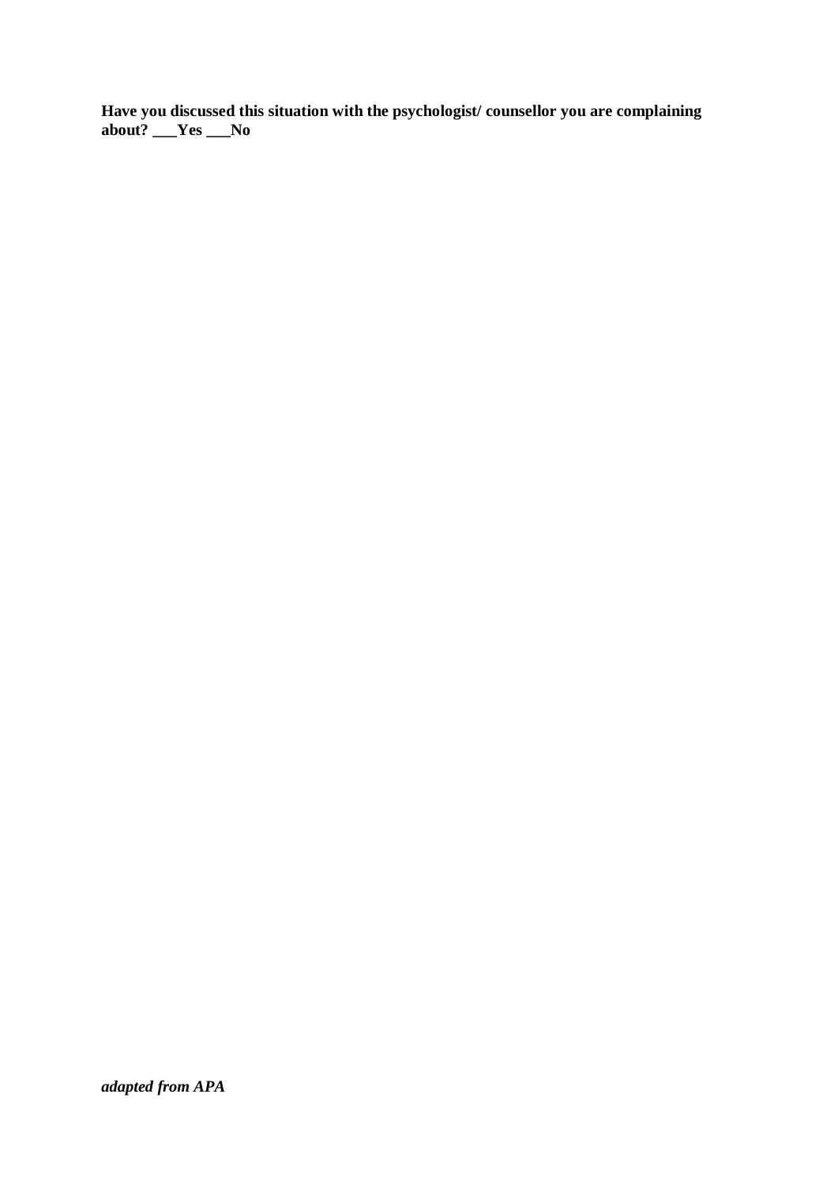**Have you discussed this situation with the psychologist/ counsellor you are complaining about? ___Yes ___No**

***adapted from APA***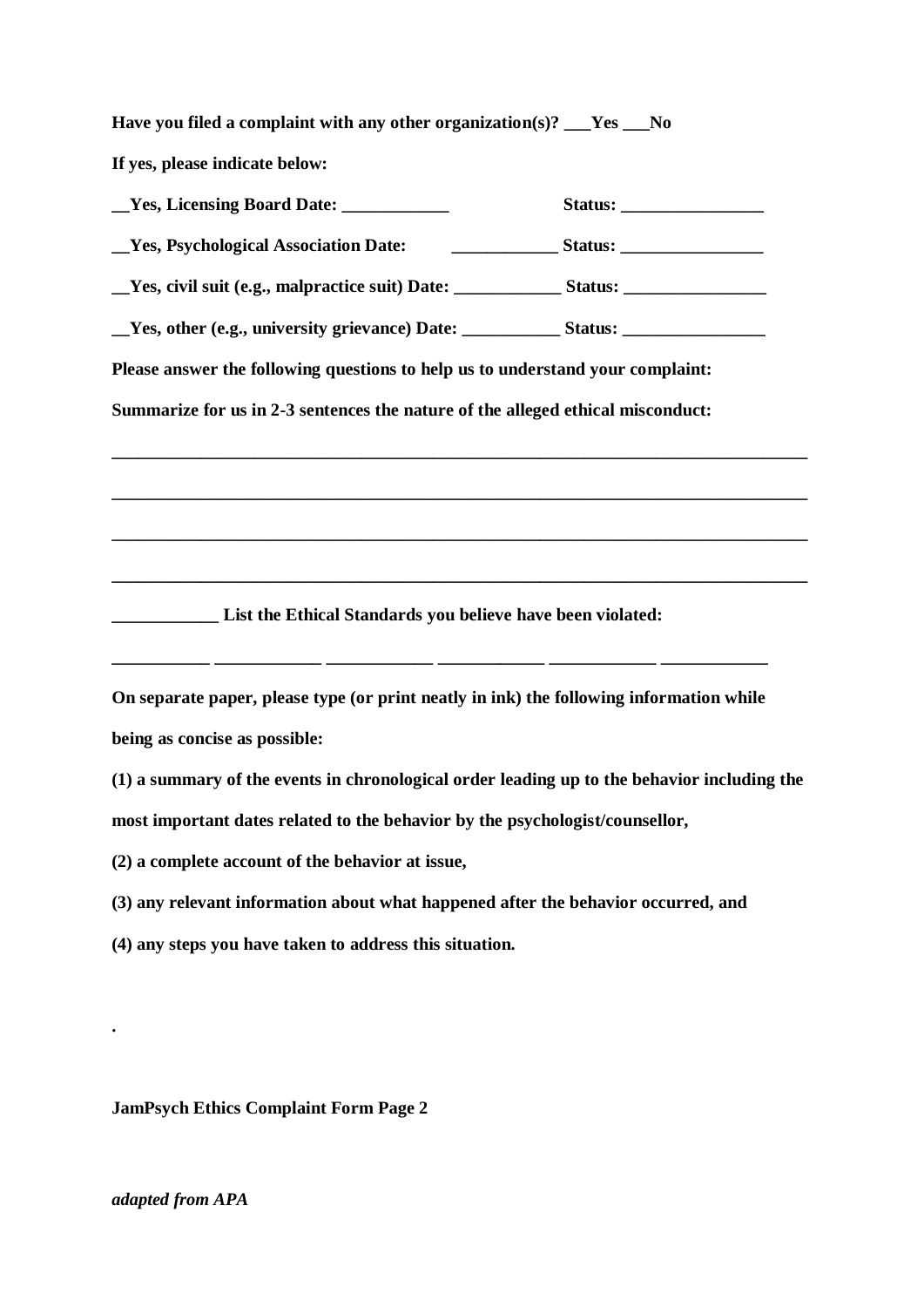**Have you filed a complaint with any other organization(s)? ___Yes ___No**

**If yes, please indicate below:**

**__Yes, Licensing Board Date: ____________ Status: ________________**

**__Yes, Psychological Association Date: ____________ Status: ________________**

**__Yes, civil suit (e.g., malpractice suit) Date: ____________ Status: ________________**

**__Yes, other (e.g., university grievance) Date: ___________ Status: ________________**

**Please answer the following questions to help us to understand your complaint:**

**Summarize for us in 2-3 sentences the nature of the alleged ethical misconduct:**

________________________________________________________________________________

________________________________________________________________________________

________________________________________________________________________________

________________________________________________________________________________

**____________ List the Ethical Standards you believe have been violated:**

___________ ____________ ____________ ____________ ____________ ____________

**On separate paper, please type (or print neatly in ink) the following information while being as concise as possible:**

**(1) a summary of the events in chronological order leading up to the behavior including the most important dates related to the behavior by the psychologist/counsellor,**

**(2) a complete account of the behavior at issue,**

**(3) any relevant information about what happened after the behavior occurred, and**

**(4) any steps you have taken to address this situation.**

.

**JamPsych Ethics Complaint Form Page 2**

***adapted from APA***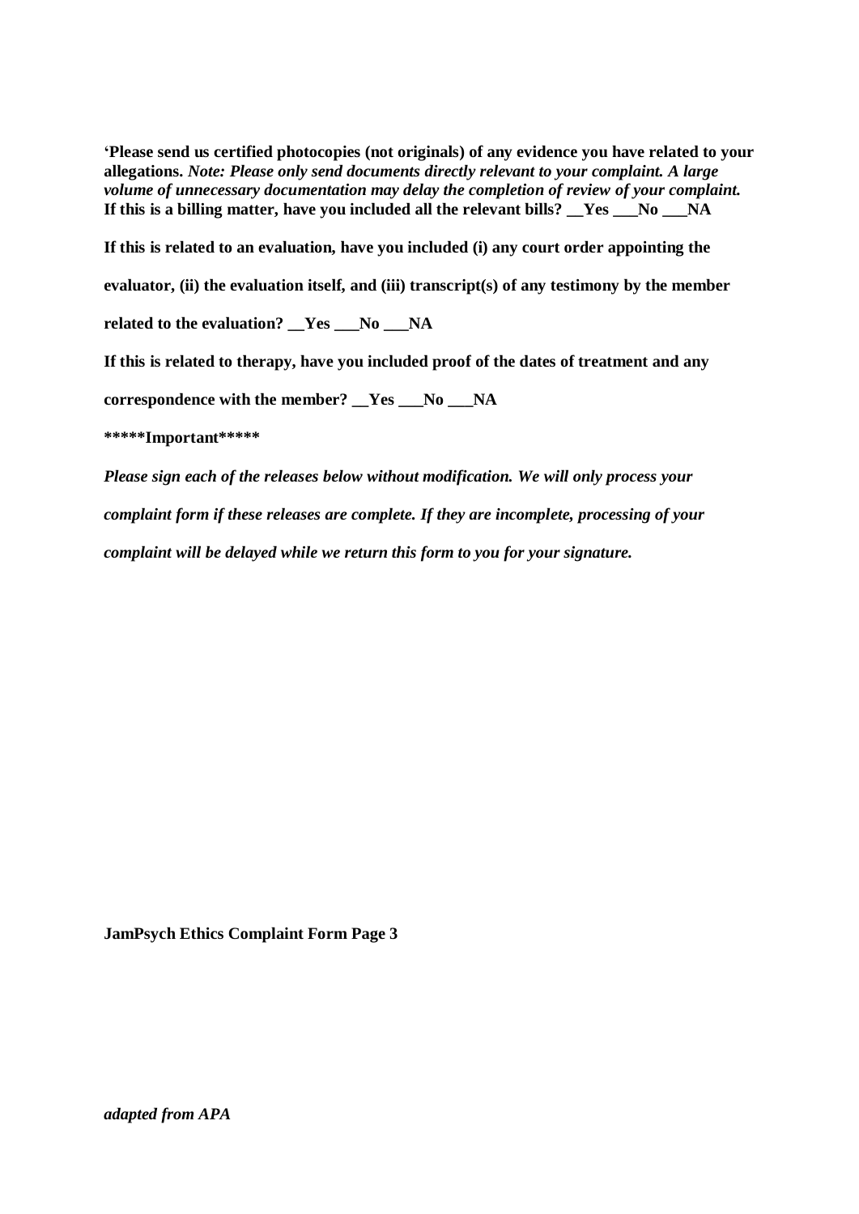**'Please send us certified photocopies (not originals) of any evidence you have related to your allegations.** ***Note: Please only send documents directly relevant to your complaint. A large volume of unnecessary documentation may delay the completion of review of your complaint.***
**If this is a billing matter, have you included all the relevant bills? __Yes ___No ___NA**

**If this is related to an evaluation, have you included (i) any court order appointing the evaluator, (ii) the evaluation itself, and (iii) transcript(s) of any testimony by the member related to the evaluation? __Yes ___No ___NA**

**If this is related to therapy, have you included proof of the dates of treatment and any correspondence with the member? __Yes ___No ___NA**

**\*\*\*\*\*Important\*\*\*\*\***

***Please sign each of the releases below without modification. We will only process your complaint form if these releases are complete. If they are incomplete, processing of your complaint will be delayed while we return this form to you for your signature.***

**JamPsych Ethics Complaint Form Page 3**

***adapted from APA***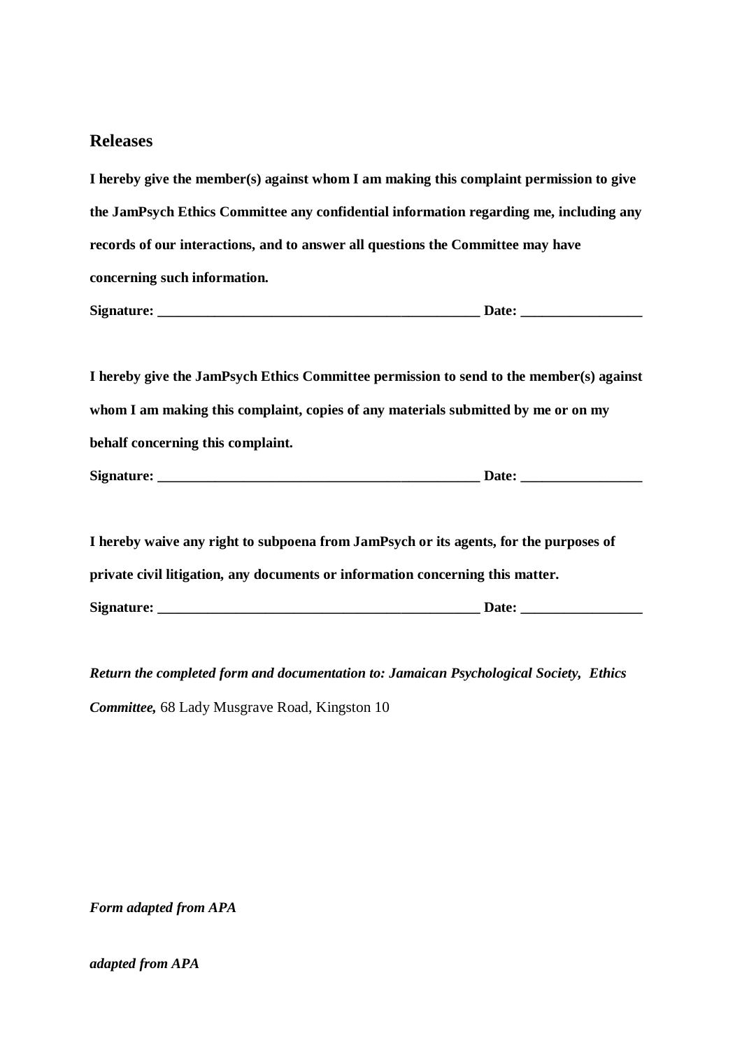## Releases

**I hereby give the member(s) against whom I am making this complaint permission to give the JamPsych Ethics Committee any confidential information regarding me, including any records of our interactions, and to answer all questions the Committee may have concerning such information.**

**Signature: ______________________________________________ Date: _________________**

**I hereby give the JamPsych Ethics Committee permission to send to the member(s) against whom I am making this complaint, copies of any materials submitted by me or on my behalf concerning this complaint.**

**Signature: ______________________________________________ Date: _________________**

**I hereby waive any right to subpoena from JamPsych or its agents, for the purposes of private civil litigation, any documents or information concerning this matter.**

**Signature: ______________________________________________ Date: _________________**

***Return the completed form and documentation to: Jamaican Psychological Society, Ethics Committee,*** 68 Lady Musgrave Road, Kingston 10

***Form adapted from APA***

***adapted from APA***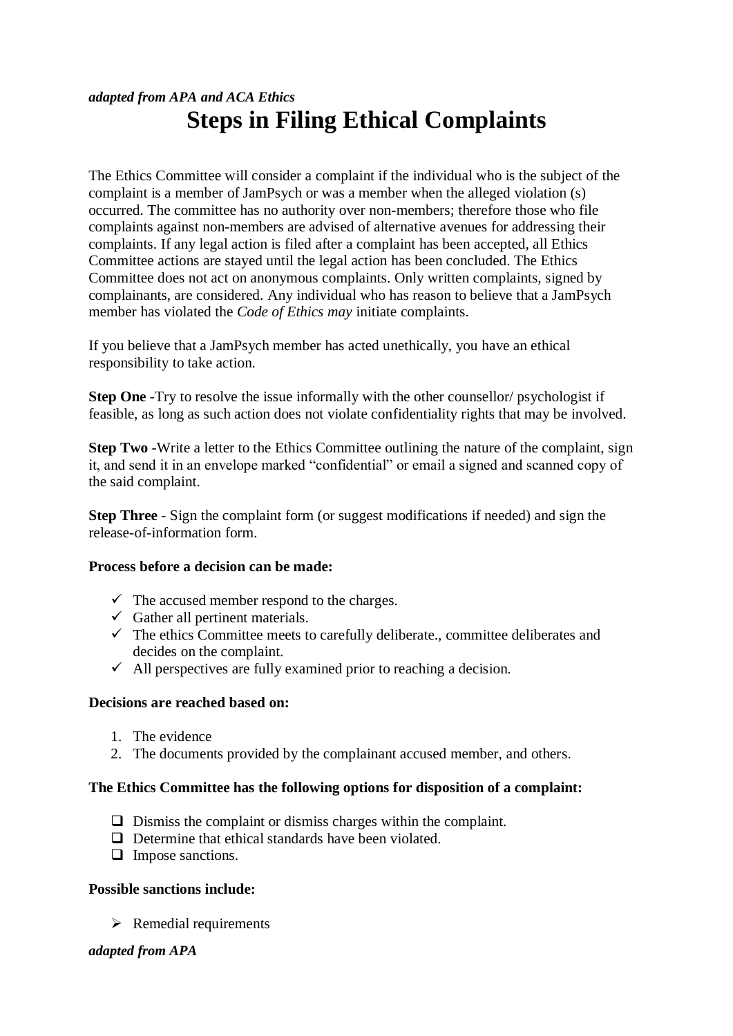*adapted from APA and ACA Ethics*

# Steps in Filing Ethical Complaints

The Ethics Committee will consider a complaint if the individual who is the subject of the complaint is a member of JamPsych or was a member when the alleged violation (s) occurred. The committee has no authority over non-members; therefore those who file complaints against non-members are advised of alternative avenues for addressing their complaints. If any legal action is filed after a complaint has been accepted, all Ethics Committee actions are stayed until the legal action has been concluded. The Ethics Committee does not act on anonymous complaints. Only written complaints, signed by complainants, are considered. Any individual who has reason to believe that a JamPsych member has violated the *Code of Ethics may* initiate complaints.

If you believe that a JamPsych member has acted unethically, you have an ethical responsibility to take action.

**Step One** -Try to resolve the issue informally with the other counsellor/ psychologist if feasible, as long as such action does not violate confidentiality rights that may be involved.

**Step Two** -Write a letter to the Ethics Committee outlining the nature of the complaint, sign it, and send it in an envelope marked "confidential" or email a signed and scanned copy of the said complaint.

**Step Three** - Sign the complaint form (or suggest modifications if needed) and sign the release-of-information form.

**Process before a decision can be made:**

- ✓ The accused member respond to the charges.
- ✓ Gather all pertinent materials.
- ✓ The ethics Committee meets to carefully deliberate., committee deliberates and decides on the complaint.
- ✓ All perspectives are fully examined prior to reaching a decision.

**Decisions are reached based on:**

1. The evidence
2. The documents provided by the complainant accused member, and others.

**The Ethics Committee has the following options for disposition of a complaint:**

- ❑ Dismiss the complaint or dismiss charges within the complaint.
- ❑ Determine that ethical standards have been violated.
- ❑ Impose sanctions.

**Possible sanctions include:**

- ➢ Remedial requirements

***adapted from APA***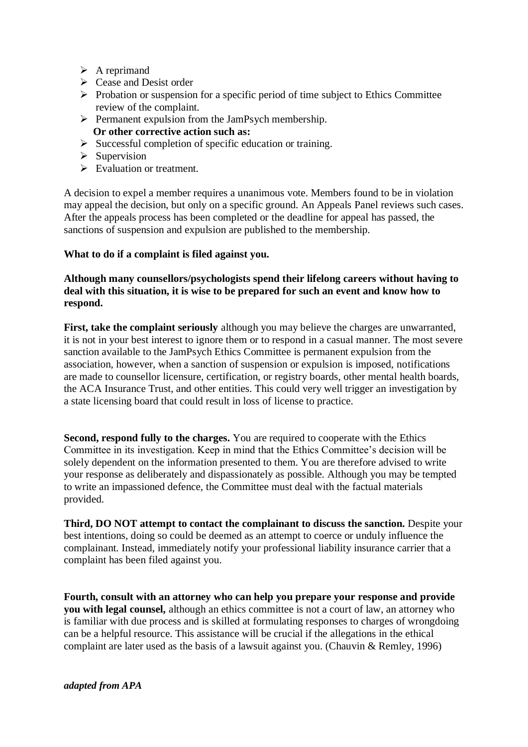- A reprimand
- Cease and Desist order
- Probation or suspension for a specific period of time subject to Ethics Committee review of the complaint.
- Permanent expulsion from the JamPsych membership.

**Or other corrective action such as:**

- Successful completion of specific education or training.
- Supervision
- Evaluation or treatment.

A decision to expel a member requires a unanimous vote. Members found to be in violation may appeal the decision, but only on a specific ground. An Appeals Panel reviews such cases. After the appeals process has been completed or the deadline for appeal has passed, the sanctions of suspension and expulsion are published to the membership.

**What to do if a complaint is filed against you.**

**Although many counsellors/psychologists spend their lifelong careers without having to deal with this situation, it is wise to be prepared for such an event and know how to respond.**

**First, take the complaint seriously** although you may believe the charges are unwarranted, it is not in your best interest to ignore them or to respond in a casual manner. The most severe sanction available to the JamPsych Ethics Committee is permanent expulsion from the association, however, when a sanction of suspension or expulsion is imposed, notifications are made to counsellor licensure, certification, or registry boards, other mental health boards, the ACA Insurance Trust, and other entities. This could very well trigger an investigation by a state licensing board that could result in loss of license to practice.

**Second, respond fully to the charges.** You are required to cooperate with the Ethics Committee in its investigation. Keep in mind that the Ethics Committee's decision will be solely dependent on the information presented to them. You are therefore advised to write your response as deliberately and dispassionately as possible. Although you may be tempted to write an impassioned defence, the Committee must deal with the factual materials provided.

**Third, DO NOT attempt to contact the complainant to discuss the sanction.** Despite your best intentions, doing so could be deemed as an attempt to coerce or unduly influence the complainant. Instead, immediately notify your professional liability insurance carrier that a complaint has been filed against you.

**Fourth, consult with an attorney who can help you prepare your response and provide you with legal counsel,** although an ethics committee is not a court of law, an attorney who is familiar with due process and is skilled at formulating responses to charges of wrongdoing can be a helpful resource. This assistance will be crucial if the allegations in the ethical complaint are later used as the basis of a lawsuit against you. (Chauvin & Remley, 1996)

***adapted from APA***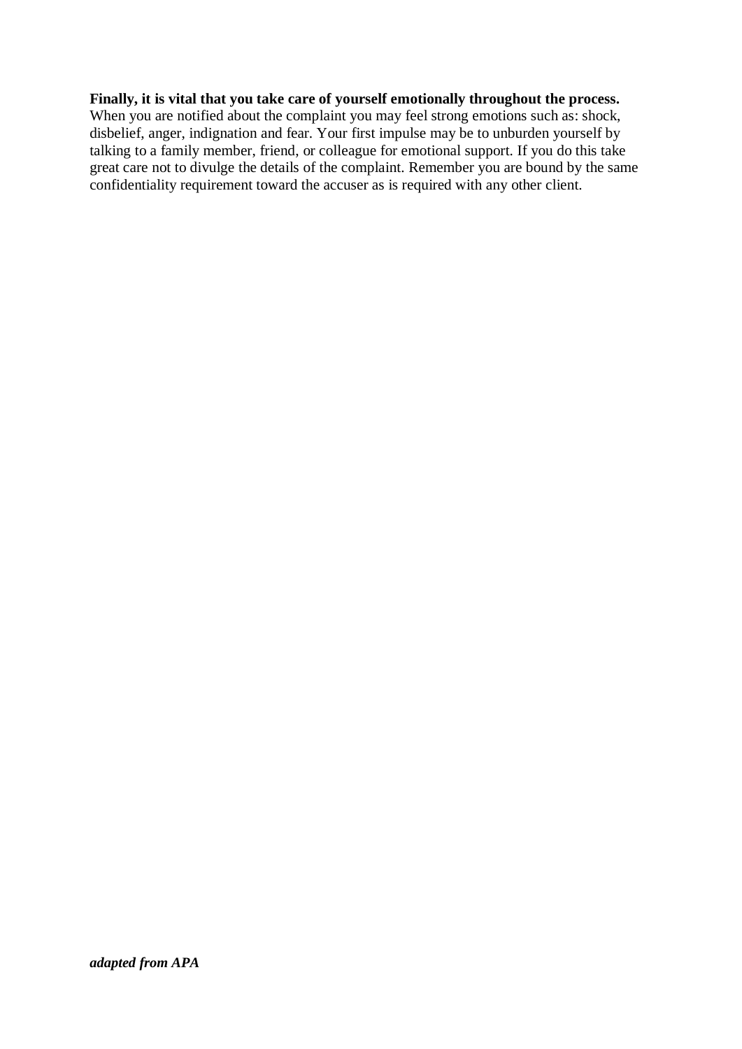**Finally, it is vital that you take care of yourself emotionally throughout the process.** When you are notified about the complaint you may feel strong emotions such as: shock, disbelief, anger, indignation and fear. Your first impulse may be to unburden yourself by talking to a family member, friend, or colleague for emotional support. If you do this take great care not to divulge the details of the complaint. Remember you are bound by the same confidentiality requirement toward the accuser as is required with any other client.

***adapted from APA***